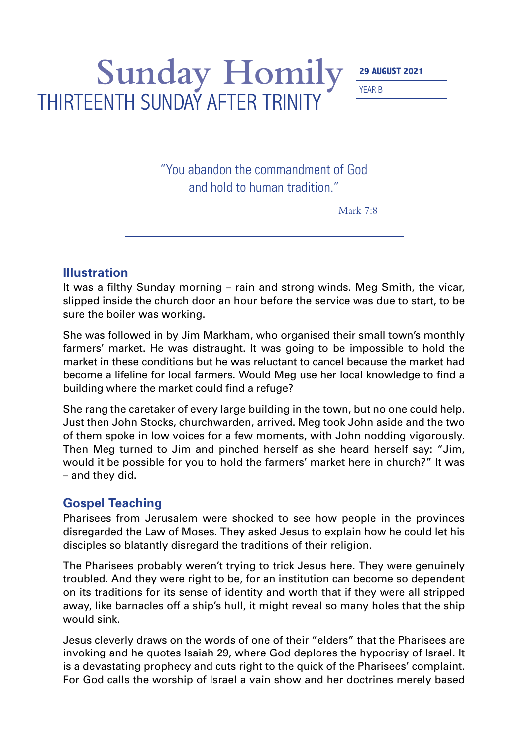# Sunday Homily

## THIRTEENTH SUNDAY AFTER TRINITY

**29 AUGUST 2021**

YEAR B

> "You abandon the commandment of God and hold to human tradition."
>
> Mark 7:8

### Illustration

It was a filthy Sunday morning – rain and strong winds. Meg Smith, the vicar, slipped inside the church door an hour before the service was due to start, to be sure the boiler was working.

She was followed in by Jim Markham, who organised their small town's monthly farmers' market. He was distraught. It was going to be impossible to hold the market in these conditions but he was reluctant to cancel because the market had become a lifeline for local farmers. Would Meg use her local knowledge to find a building where the market could find a refuge?

She rang the caretaker of every large building in the town, but no one could help. Just then John Stocks, churchwarden, arrived. Meg took John aside and the two of them spoke in low voices for a few moments, with John nodding vigorously. Then Meg turned to Jim and pinched herself as she heard herself say: "Jim, would it be possible for you to hold the farmers' market here in church?" It was – and they did.

### Gospel Teaching

Pharisees from Jerusalem were shocked to see how people in the provinces disregarded the Law of Moses. They asked Jesus to explain how he could let his disciples so blatantly disregard the traditions of their religion.

The Pharisees probably weren't trying to trick Jesus here. They were genuinely troubled. And they were right to be, for an institution can become so dependent on its traditions for its sense of identity and worth that if they were all stripped away, like barnacles off a ship's hull, it might reveal so many holes that the ship would sink.

Jesus cleverly draws on the words of one of their "elders" that the Pharisees are invoking and he quotes Isaiah 29, where God deplores the hypocrisy of Israel. It is a devastating prophecy and cuts right to the quick of the Pharisees' complaint. For God calls the worship of Israel a vain show and her doctrines merely based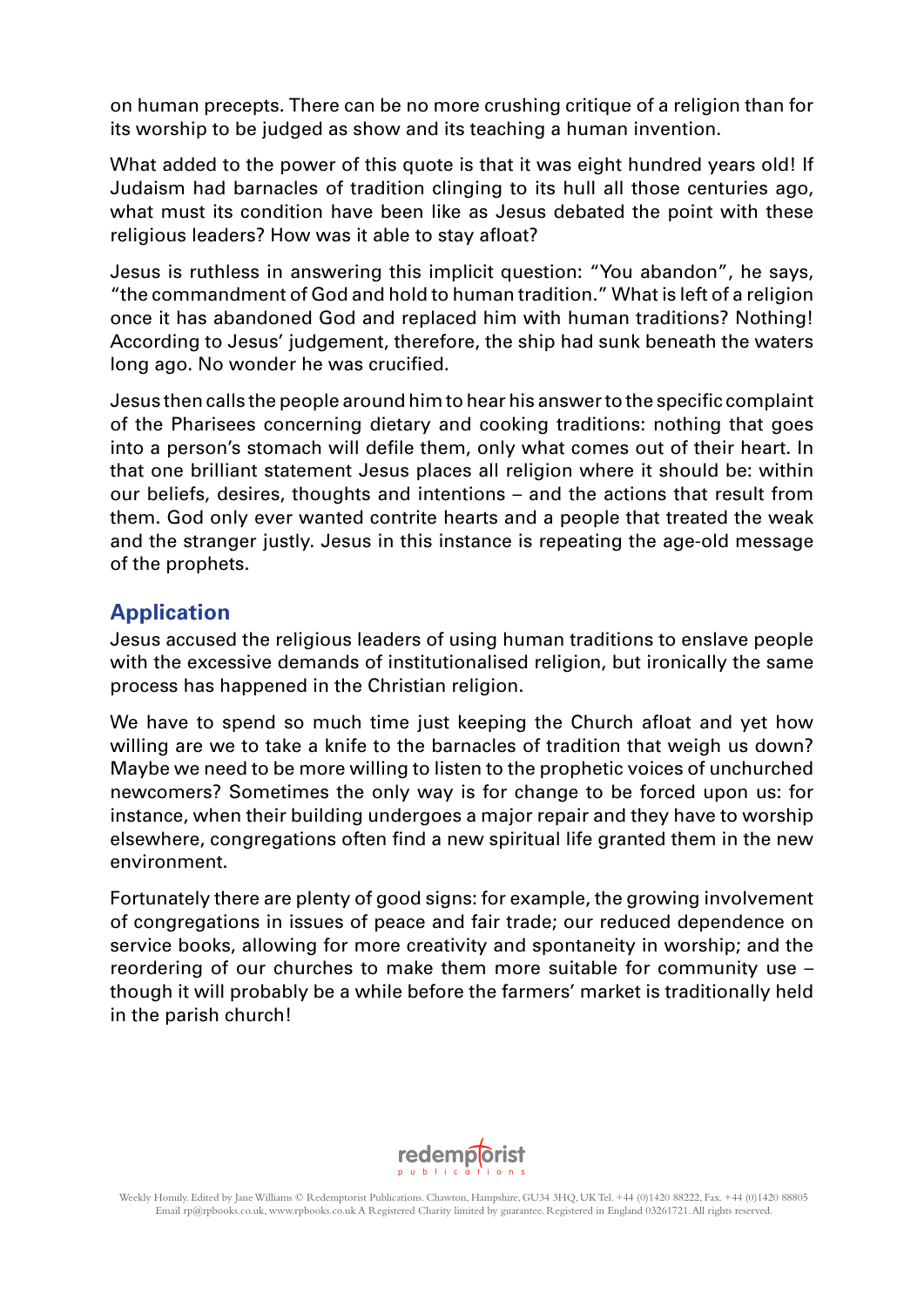on human precepts. There can be no more crushing critique of a religion than for its worship to be judged as show and its teaching a human invention.

What added to the power of this quote is that it was eight hundred years old! If Judaism had barnacles of tradition clinging to its hull all those centuries ago, what must its condition have been like as Jesus debated the point with these religious leaders? How was it able to stay afloat?

Jesus is ruthless in answering this implicit question: "You abandon", he says, "the commandment of God and hold to human tradition." What is left of a religion once it has abandoned God and replaced him with human traditions? Nothing! According to Jesus' judgement, therefore, the ship had sunk beneath the waters long ago. No wonder he was crucified.

Jesus then calls the people around him to hear his answer to the specific complaint of the Pharisees concerning dietary and cooking traditions: nothing that goes into a person's stomach will defile them, only what comes out of their heart. In that one brilliant statement Jesus places all religion where it should be: within our beliefs, desires, thoughts and intentions – and the actions that result from them. God only ever wanted contrite hearts and a people that treated the weak and the stranger justly. Jesus in this instance is repeating the age-old message of the prophets.

## Application

Jesus accused the religious leaders of using human traditions to enslave people with the excessive demands of institutionalised religion, but ironically the same process has happened in the Christian religion.

We have to spend so much time just keeping the Church afloat and yet how willing are we to take a knife to the barnacles of tradition that weigh us down? Maybe we need to be more willing to listen to the prophetic voices of unchurched newcomers? Sometimes the only way is for change to be forced upon us: for instance, when their building undergoes a major repair and they have to worship elsewhere, congregations often find a new spiritual life granted them in the new environment.

Fortunately there are plenty of good signs: for example, the growing involvement of congregations in issues of peace and fair trade; our reduced dependence on service books, allowing for more creativity and spontaneity in worship; and the reordering of our churches to make them more suitable for community use – though it will probably be a while before the farmers' market is traditionally held in the parish church!

redemptorist publications

Weekly Homily. Edited by Jane Williams © Redemptorist Publications. Chawton, Hampshire, GU34 3HQ, UK Tel. +44 (0)1420 88222, Fax. +44 (0)1420 88805 Email rp@rpbooks.co.uk, www.rpbooks.co.uk A Registered Charity limited by guarantee. Registered in England 03261721. All rights reserved.